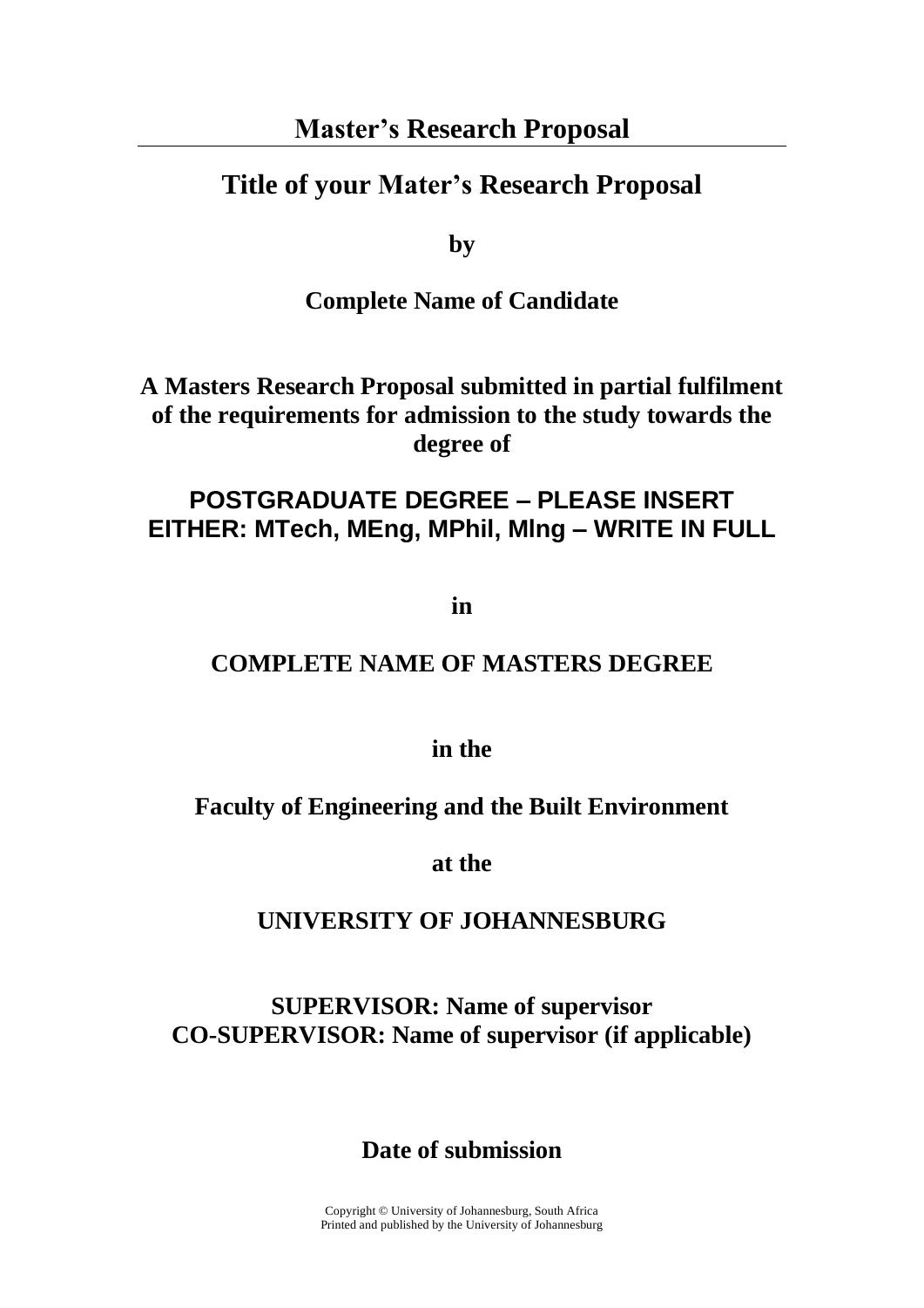# Master's Research Proposal

## Title of your Mater's Research Proposal

**by**

**Complete Name of Candidate**

**A Masters Research Proposal submitted in partial fulfilment of the requirements for admission to the study towards the degree of**

**POSTGRADUATE DEGREE – PLEASE INSERT EITHER: MTech, MEng, MPhil, MIng – WRITE IN FULL**

**in**

**COMPLETE NAME OF MASTERS DEGREE**

**in the**

**Faculty of Engineering and the Built Environment**

**at the**

**UNIVERSITY OF JOHANNESBURG**

**SUPERVISOR: Name of supervisor**
**CO-SUPERVISOR: Name of supervisor (if applicable)**

**Date of submission**

Copyright © University of Johannesburg, South Africa
Printed and published by the University of Johannesburg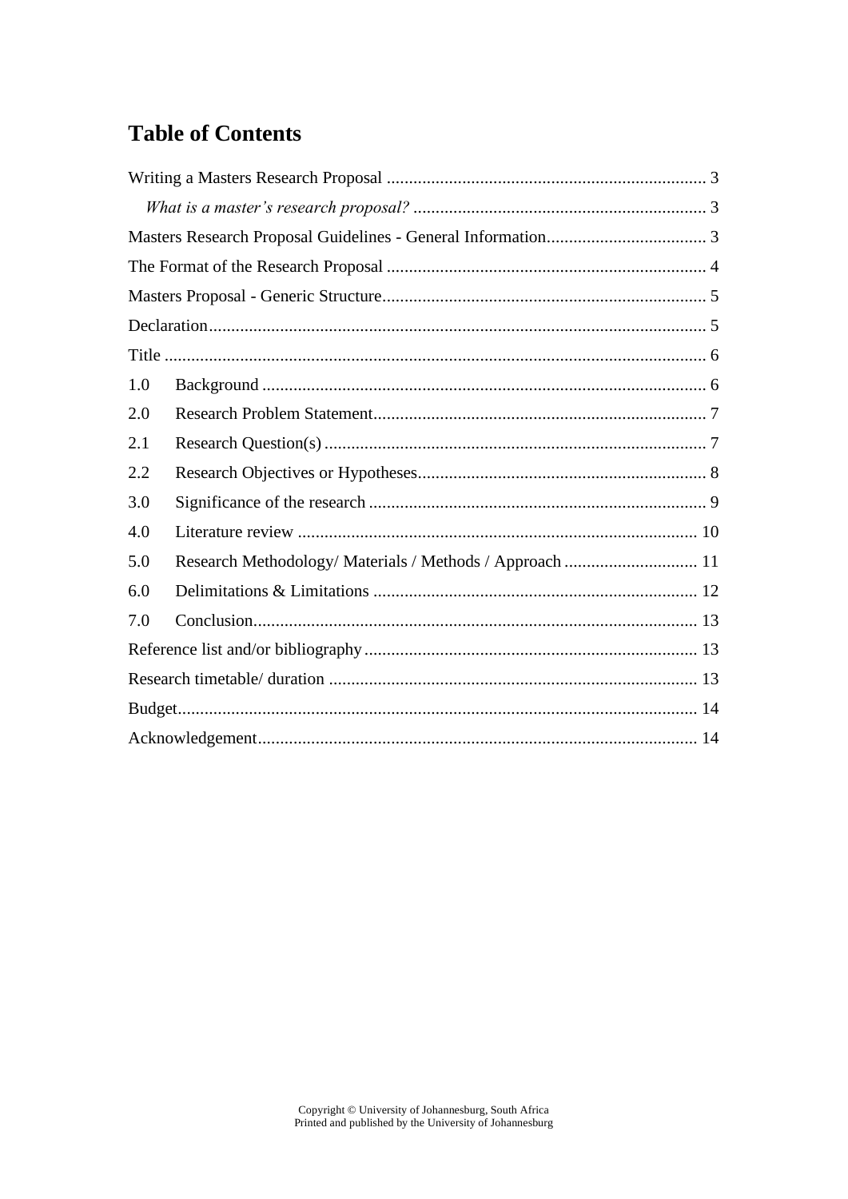# Table of Contents

Writing a Masters Research Proposal ........................................................................ 3

*What is a master's research proposal?* .................................................................. 3

Masters Research Proposal Guidelines - General Information.................................... 3

The Format of the Research Proposal ........................................................................ 4

Masters Proposal - Generic Structure......................................................................... 5

Declaration................................................................................................................ 5

Title .......................................................................................................................... 6

1.0 Background .................................................................................................... 6

2.0 Research Problem Statement........................................................................... 7

2.1 Research Question(s) ...................................................................................... 7

2.2 Research Objectives or Hypotheses................................................................. 8

3.0 Significance of the research ............................................................................ 9

4.0 Literature review .......................................................................................... 10

5.0 Research Methodology/ Materials / Methods / Approach .............................. 11

6.0 Delimitations & Limitations ......................................................................... 12

7.0 Conclusion.................................................................................................... 13

Reference list and/or bibliography........................................................................... 13

Research timetable/ duration ................................................................................... 13

Budget..................................................................................................................... 14

Acknowledgement................................................................................................... 14

Copyright © University of Johannesburg, South Africa
Printed and published by the University of Johannesburg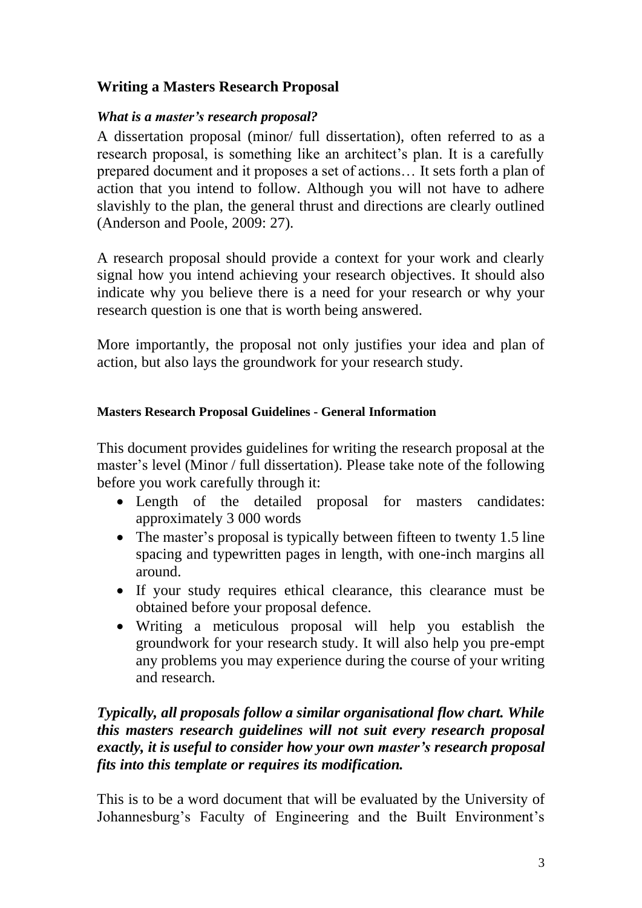## Writing a Masters Research Proposal

### *What is a master's research proposal?*

A dissertation proposal (minor/ full dissertation), often referred to as a research proposal, is something like an architect's plan. It is a carefully prepared document and it proposes a set of actions… It sets forth a plan of action that you intend to follow. Although you will not have to adhere slavishly to the plan, the general thrust and directions are clearly outlined (Anderson and Poole, 2009: 27).

A research proposal should provide a context for your work and clearly signal how you intend achieving your research objectives. It should also indicate why you believe there is a need for your research or why your research question is one that is worth being answered.

More importantly, the proposal not only justifies your idea and plan of action, but also lays the groundwork for your research study.

#### Masters Research Proposal Guidelines - General Information

This document provides guidelines for writing the research proposal at the master's level (Minor / full dissertation). Please take note of the following before you work carefully through it:

- Length of the detailed proposal for masters candidates: approximately 3 000 words
- The master's proposal is typically between fifteen to twenty 1.5 line spacing and typewritten pages in length, with one-inch margins all around.
- If your study requires ethical clearance, this clearance must be obtained before your proposal defence.
- Writing a meticulous proposal will help you establish the groundwork for your research study. It will also help you pre-empt any problems you may experience during the course of your writing and research.

***Typically, all proposals follow a similar organisational flow chart. While this masters research guidelines will not suit every research proposal exactly, it is useful to consider how your own master's research proposal fits into this template or requires its modification.***

This is to be a word document that will be evaluated by the University of Johannesburg's Faculty of Engineering and the Built Environment's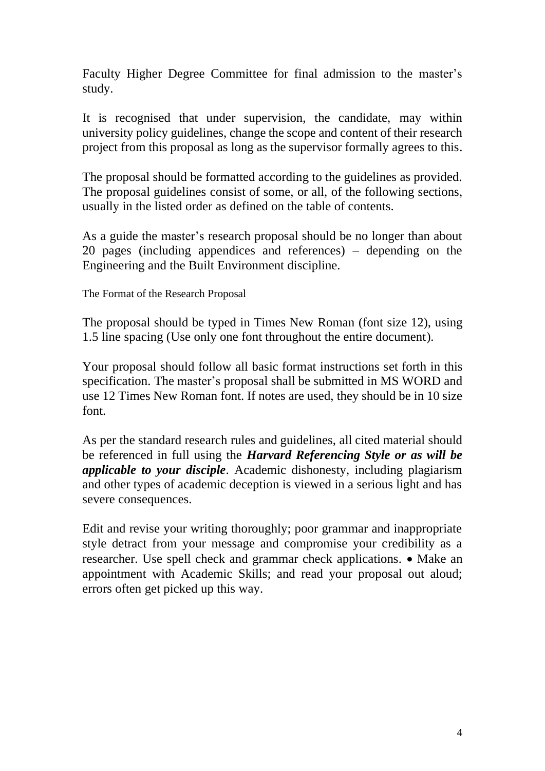Faculty Higher Degree Committee for final admission to the master's study.

It is recognised that under supervision, the candidate, may within university policy guidelines, change the scope and content of their research project from this proposal as long as the supervisor formally agrees to this.

The proposal should be formatted according to the guidelines as provided. The proposal guidelines consist of some, or all, of the following sections, usually in the listed order as defined on the table of contents.

As a guide the master's research proposal should be no longer than about 20 pages (including appendices and references) – depending on the Engineering and the Built Environment discipline.

The Format of the Research Proposal

The proposal should be typed in Times New Roman (font size 12), using 1.5 line spacing (Use only one font throughout the entire document).

Your proposal should follow all basic format instructions set forth in this specification. The master's proposal shall be submitted in MS WORD and use 12 Times New Roman font. If notes are used, they should be in 10 size font.

As per the standard research rules and guidelines, all cited material should be referenced in full using the ***Harvard Referencing Style or as will be applicable to your disciple***. Academic dishonesty, including plagiarism and other types of academic deception is viewed in a serious light and has severe consequences.

Edit and revise your writing thoroughly; poor grammar and inappropriate style detract from your message and compromise your credibility as a researcher. Use spell check and grammar check applications. • Make an appointment with Academic Skills; and read your proposal out aloud; errors often get picked up this way.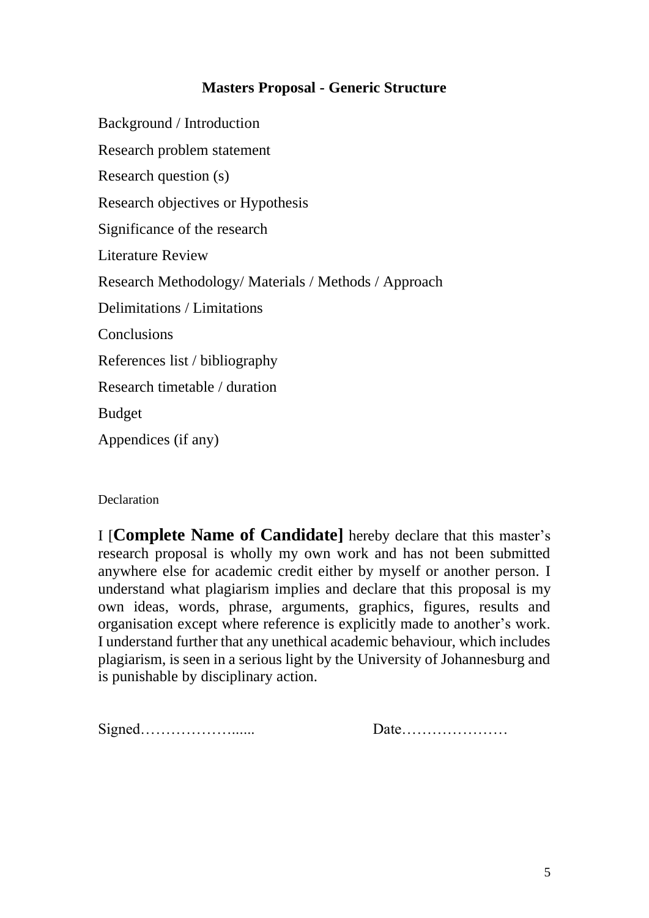## Masters Proposal - Generic Structure

Background / Introduction

Research problem statement

Research question (s)

Research objectives or Hypothesis

Significance of the research

Literature Review

Research Methodology/ Materials / Methods / Approach

Delimitations / Limitations

Conclusions

References list / bibliography

Research timetable / duration

Budget

Appendices (if any)

Declaration

I [**Complete Name of Candidate]** hereby declare that this master's research proposal is wholly my own work and has not been submitted anywhere else for academic credit either by myself or another person. I understand what plagiarism implies and declare that this proposal is my own ideas, words, phrase, arguments, graphics, figures, results and organisation except where reference is explicitly made to another's work. I understand further that any unethical academic behaviour, which includes plagiarism, is seen in a serious light by the University of Johannesburg and is punishable by disciplinary action.

Signed………………...... Date…………………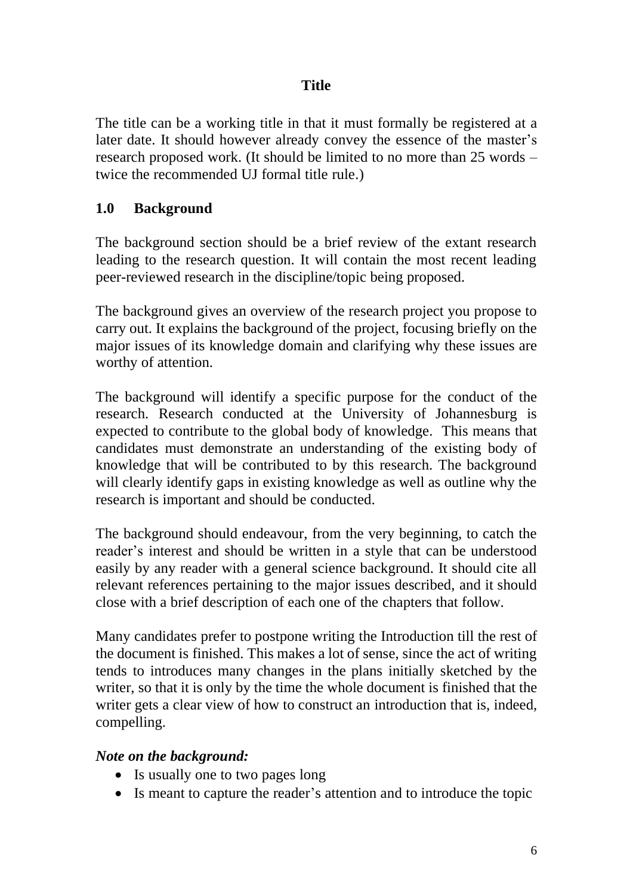## Title

The title can be a working title in that it must formally be registered at a later date. It should however already convey the essence of the master's research proposed work. (It should be limited to no more than 25 words – twice the recommended UJ formal title rule.)

## 1.0 Background

The background section should be a brief review of the extant research leading to the research question. It will contain the most recent leading peer-reviewed research in the discipline/topic being proposed.

The background gives an overview of the research project you propose to carry out. It explains the background of the project, focusing briefly on the major issues of its knowledge domain and clarifying why these issues are worthy of attention.

The background will identify a specific purpose for the conduct of the research. Research conducted at the University of Johannesburg is expected to contribute to the global body of knowledge. This means that candidates must demonstrate an understanding of the existing body of knowledge that will be contributed to by this research. The background will clearly identify gaps in existing knowledge as well as outline why the research is important and should be conducted.

The background should endeavour, from the very beginning, to catch the reader's interest and should be written in a style that can be understood easily by any reader with a general science background. It should cite all relevant references pertaining to the major issues described, and it should close with a brief description of each one of the chapters that follow.

Many candidates prefer to postpone writing the Introduction till the rest of the document is finished. This makes a lot of sense, since the act of writing tends to introduces many changes in the plans initially sketched by the writer, so that it is only by the time the whole document is finished that the writer gets a clear view of how to construct an introduction that is, indeed, compelling.

***Note on the background:***

- Is usually one to two pages long
- Is meant to capture the reader's attention and to introduce the topic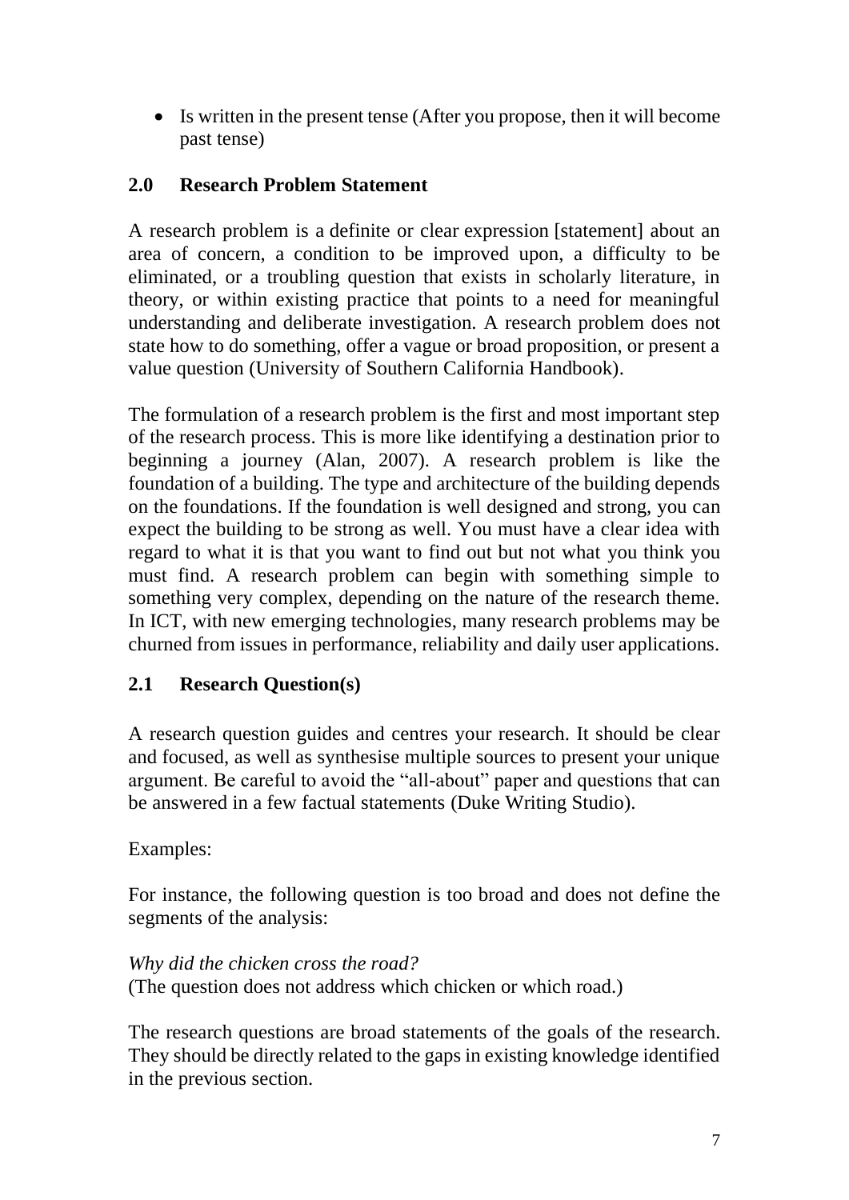- Is written in the present tense (After you propose, then it will become past tense)

## 2.0 Research Problem Statement

A research problem is a definite or clear expression [statement] about an area of concern, a condition to be improved upon, a difficulty to be eliminated, or a troubling question that exists in scholarly literature, in theory, or within existing practice that points to a need for meaningful understanding and deliberate investigation. A research problem does not state how to do something, offer a vague or broad proposition, or present a value question (University of Southern California Handbook).

The formulation of a research problem is the first and most important step of the research process. This is more like identifying a destination prior to beginning a journey (Alan, 2007). A research problem is like the foundation of a building. The type and architecture of the building depends on the foundations. If the foundation is well designed and strong, you can expect the building to be strong as well. You must have a clear idea with regard to what it is that you want to find out but not what you think you must find. A research problem can begin with something simple to something very complex, depending on the nature of the research theme. In ICT, with new emerging technologies, many research problems may be churned from issues in performance, reliability and daily user applications.

## 2.1 Research Question(s)

A research question guides and centres your research. It should be clear and focused, as well as synthesise multiple sources to present your unique argument. Be careful to avoid the "all-about" paper and questions that can be answered in a few factual statements (Duke Writing Studio).

Examples:

For instance, the following question is too broad and does not define the segments of the analysis:

*Why did the chicken cross the road?*
(The question does not address which chicken or which road.)

The research questions are broad statements of the goals of the research. They should be directly related to the gaps in existing knowledge identified in the previous section.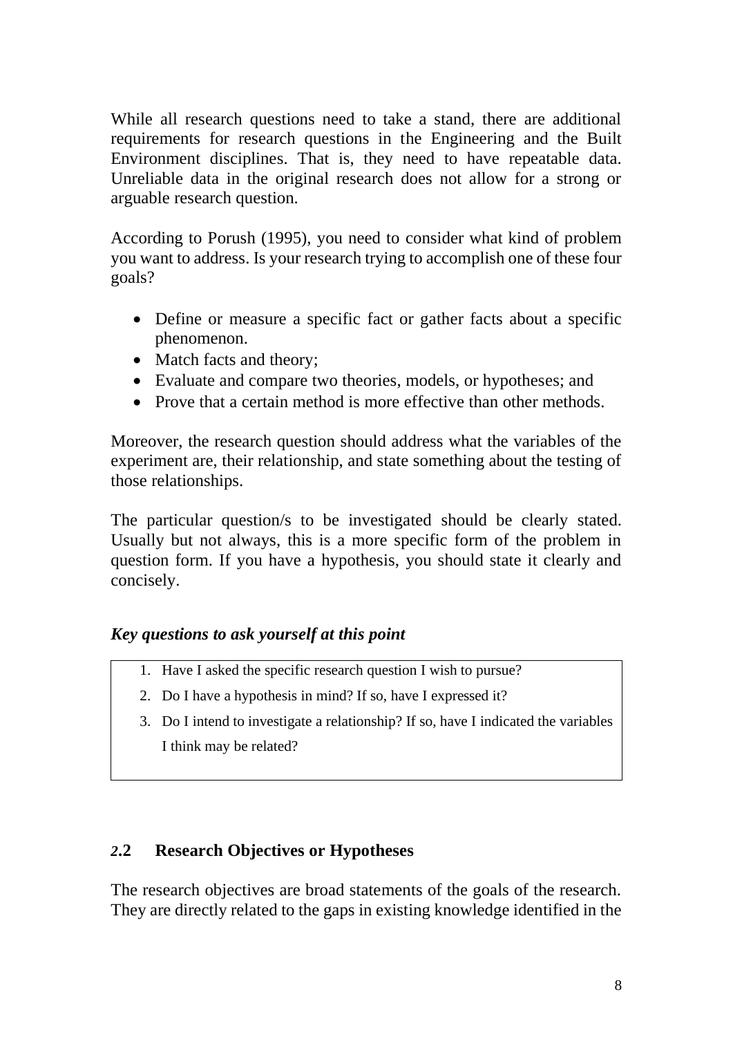While all research questions need to take a stand, there are additional requirements for research questions in the Engineering and the Built Environment disciplines. That is, they need to have repeatable data. Unreliable data in the original research does not allow for a strong or arguable research question.

According to Porush (1995), you need to consider what kind of problem you want to address. Is your research trying to accomplish one of these four goals?

- Define or measure a specific fact or gather facts about a specific phenomenon.
- Match facts and theory;
- Evaluate and compare two theories, models, or hypotheses; and
- Prove that a certain method is more effective than other methods.

Moreover, the research question should address what the variables of the experiment are, their relationship, and state something about the testing of those relationships.

The particular question/s to be investigated should be clearly stated. Usually but not always, this is a more specific form of the problem in question form. If you have a hypothesis, you should state it clearly and concisely.

***Key questions to ask yourself at this point***

1. Have I asked the specific research question I wish to pursue?
2. Do I have a hypothesis in mind? If so, have I expressed it?
3. Do I intend to investigate a relationship? If so, have I indicated the variables I think may be related?

## *2*.2 Research Objectives or Hypotheses

The research objectives are broad statements of the goals of the research. They are directly related to the gaps in existing knowledge identified in the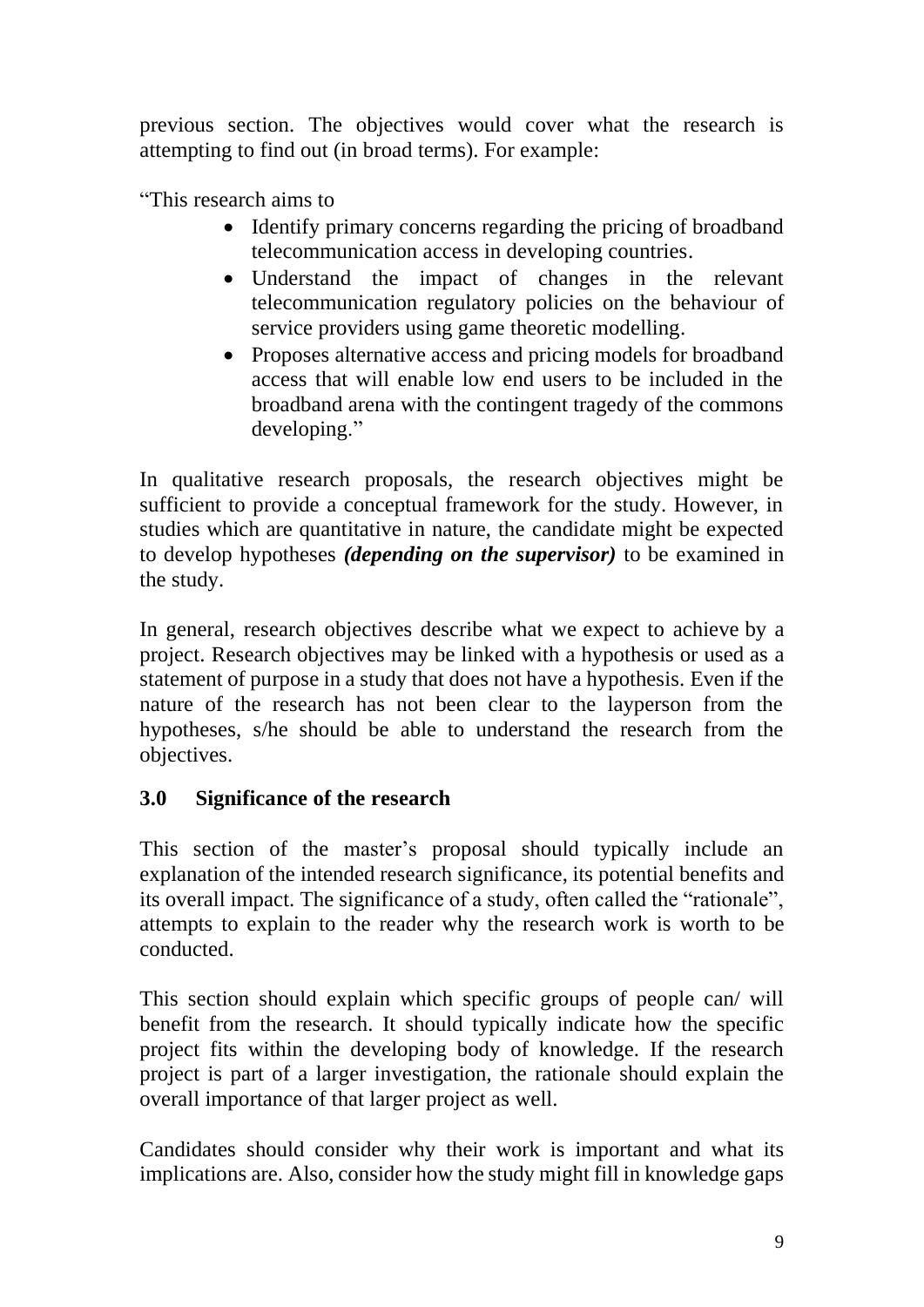previous section. The objectives would cover what the research is attempting to find out (in broad terms). For example:

"This research aims to

- Identify primary concerns regarding the pricing of broadband telecommunication access in developing countries.
- Understand the impact of changes in the relevant telecommunication regulatory policies on the behaviour of service providers using game theoretic modelling.
- Proposes alternative access and pricing models for broadband access that will enable low end users to be included in the broadband arena with the contingent tragedy of the commons developing."

In qualitative research proposals, the research objectives might be sufficient to provide a conceptual framework for the study. However, in studies which are quantitative in nature, the candidate might be expected to develop hypotheses ***(depending on the supervisor)*** to be examined in the study.

In general, research objectives describe what we expect to achieve by a project. Research objectives may be linked with a hypothesis or used as a statement of purpose in a study that does not have a hypothesis. Even if the nature of the research has not been clear to the layperson from the hypotheses, s/he should be able to understand the research from the objectives.

## 3.0 Significance of the research

This section of the master's proposal should typically include an explanation of the intended research significance, its potential benefits and its overall impact. The significance of a study, often called the "rationale", attempts to explain to the reader why the research work is worth to be conducted.

This section should explain which specific groups of people can/ will benefit from the research. It should typically indicate how the specific project fits within the developing body of knowledge. If the research project is part of a larger investigation, the rationale should explain the overall importance of that larger project as well.

Candidates should consider why their work is important and what its implications are. Also, consider how the study might fill in knowledge gaps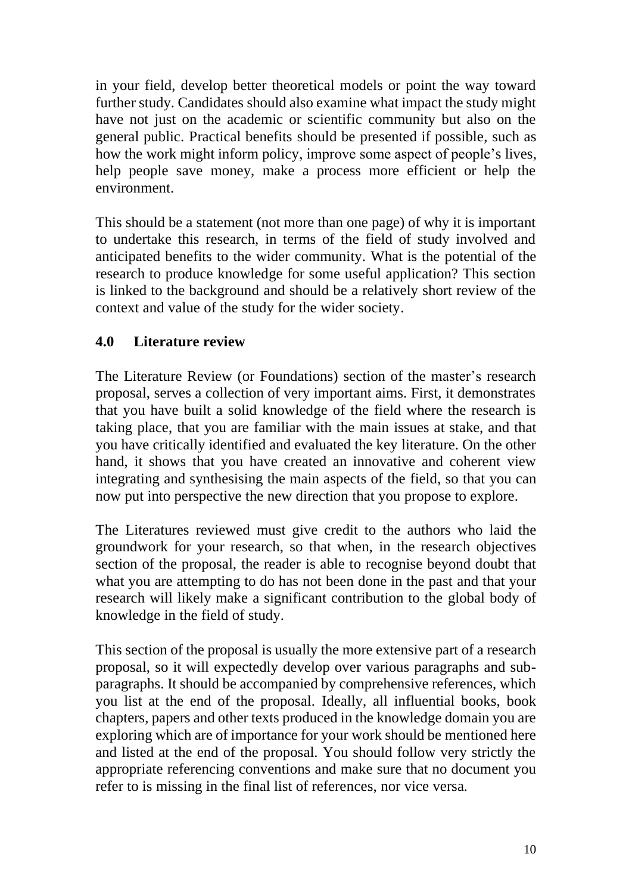in your field, develop better theoretical models or point the way toward further study. Candidates should also examine what impact the study might have not just on the academic or scientific community but also on the general public. Practical benefits should be presented if possible, such as how the work might inform policy, improve some aspect of people's lives, help people save money, make a process more efficient or help the environment.

This should be a statement (not more than one page) of why it is important to undertake this research, in terms of the field of study involved and anticipated benefits to the wider community. What is the potential of the research to produce knowledge for some useful application? This section is linked to the background and should be a relatively short review of the context and value of the study for the wider society.

## 4.0 Literature review

The Literature Review (or Foundations) section of the master's research proposal, serves a collection of very important aims. First, it demonstrates that you have built a solid knowledge of the field where the research is taking place, that you are familiar with the main issues at stake, and that you have critically identified and evaluated the key literature. On the other hand, it shows that you have created an innovative and coherent view integrating and synthesising the main aspects of the field, so that you can now put into perspective the new direction that you propose to explore.

The Literatures reviewed must give credit to the authors who laid the groundwork for your research, so that when, in the research objectives section of the proposal, the reader is able to recognise beyond doubt that what you are attempting to do has not been done in the past and that your research will likely make a significant contribution to the global body of knowledge in the field of study.

This section of the proposal is usually the more extensive part of a research proposal, so it will expectedly develop over various paragraphs and sub-paragraphs. It should be accompanied by comprehensive references, which you list at the end of the proposal. Ideally, all influential books, book chapters, papers and other texts produced in the knowledge domain you are exploring which are of importance for your work should be mentioned here and listed at the end of the proposal. You should follow very strictly the appropriate referencing conventions and make sure that no document you refer to is missing in the final list of references, nor vice versa.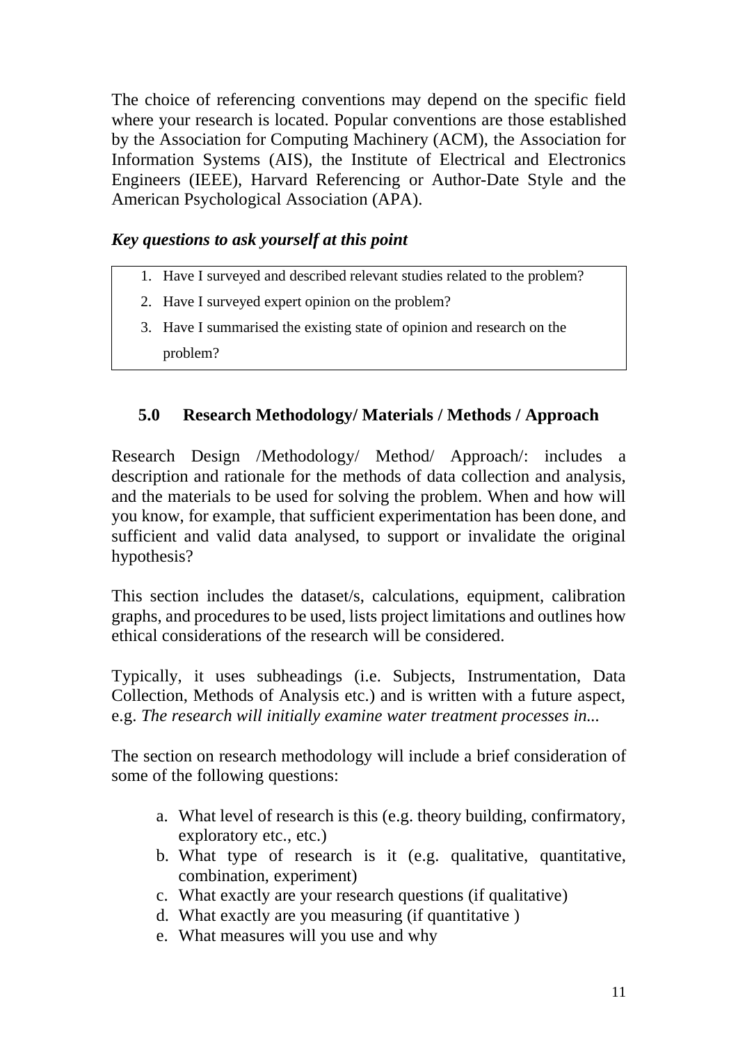The choice of referencing conventions may depend on the specific field where your research is located. Popular conventions are those established by the Association for Computing Machinery (ACM), the Association for Information Systems (AIS), the Institute of Electrical and Electronics Engineers (IEEE), Harvard Referencing or Author-Date Style and the American Psychological Association (APA).

***Key questions to ask yourself at this point***

1. Have I surveyed and described relevant studies related to the problem?
2. Have I surveyed expert opinion on the problem?
3. Have I summarised the existing state of opinion and research on the problem?

## 5.0 Research Methodology/ Materials / Methods / Approach

Research Design /Methodology/ Method/ Approach/: includes a description and rationale for the methods of data collection and analysis, and the materials to be used for solving the problem. When and how will you know, for example, that sufficient experimentation has been done, and sufficient and valid data analysed, to support or invalidate the original hypothesis?

This section includes the dataset/s, calculations, equipment, calibration graphs, and procedures to be used, lists project limitations and outlines how ethical considerations of the research will be considered.

Typically, it uses subheadings (i.e. Subjects, Instrumentation, Data Collection, Methods of Analysis etc.) and is written with a future aspect, e.g. *The research will initially examine water treatment processes in...*

The section on research methodology will include a brief consideration of some of the following questions:

a. What level of research is this (e.g. theory building, confirmatory, exploratory etc., etc.)
b. What type of research is it (e.g. qualitative, quantitative, combination, experiment)
c. What exactly are your research questions (if qualitative)
d. What exactly are you measuring (if quantitative )
e. What measures will you use and why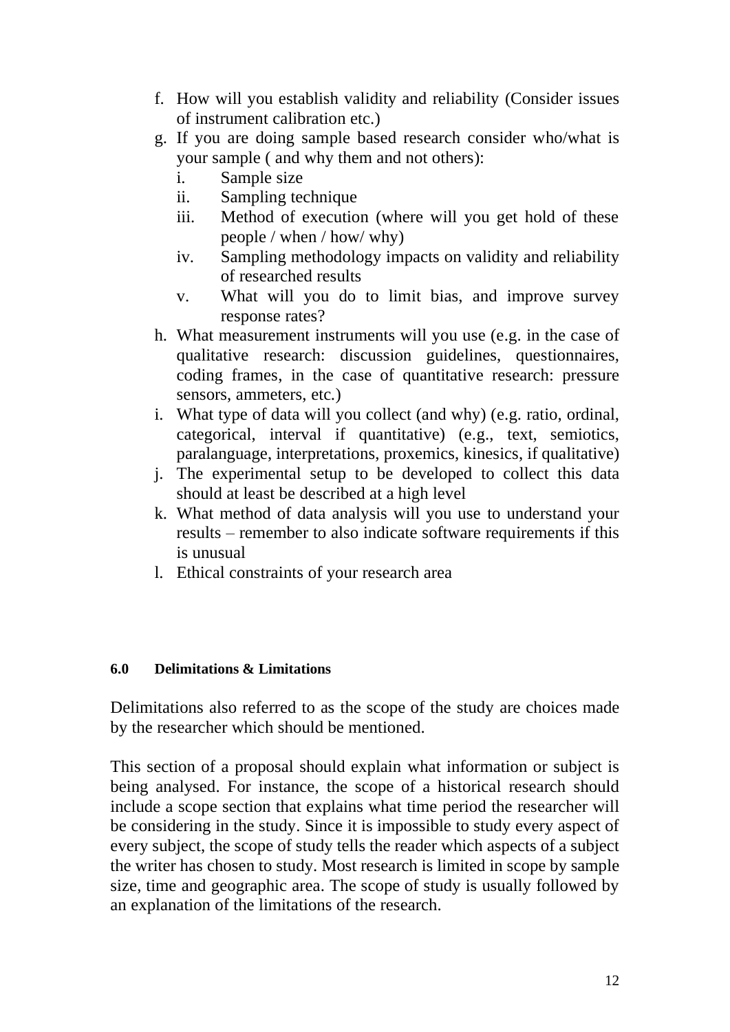f. How will you establish validity and reliability (Consider issues of instrument calibration etc.)
g. If you are doing sample based research consider who/what is your sample ( and why them and not others):
    i. Sample size
    ii. Sampling technique
    iii. Method of execution (where will you get hold of these people / when / how/ why)
    iv. Sampling methodology impacts on validity and reliability of researched results
    v. What will you do to limit bias, and improve survey response rates?
h. What measurement instruments will you use (e.g. in the case of qualitative research: discussion guidelines, questionnaires, coding frames, in the case of quantitative research: pressure sensors, ammeters, etc.)
i. What type of data will you collect (and why) (e.g. ratio, ordinal, categorical, interval if quantitative) (e.g., text, semiotics, paralanguage, interpretations, proxemics, kinesics, if qualitative)
j. The experimental setup to be developed to collect this data should at least be described at a high level
k. What method of data analysis will you use to understand your results – remember to also indicate software requirements if this is unusual
l. Ethical constraints of your research area

### 6.0 Delimitations & Limitations

Delimitations also referred to as the scope of the study are choices made by the researcher which should be mentioned.

This section of a proposal should explain what information or subject is being analysed. For instance, the scope of a historical research should include a scope section that explains what time period the researcher will be considering in the study. Since it is impossible to study every aspect of every subject, the scope of study tells the reader which aspects of a subject the writer has chosen to study. Most research is limited in scope by sample size, time and geographic area. The scope of study is usually followed by an explanation of the limitations of the research.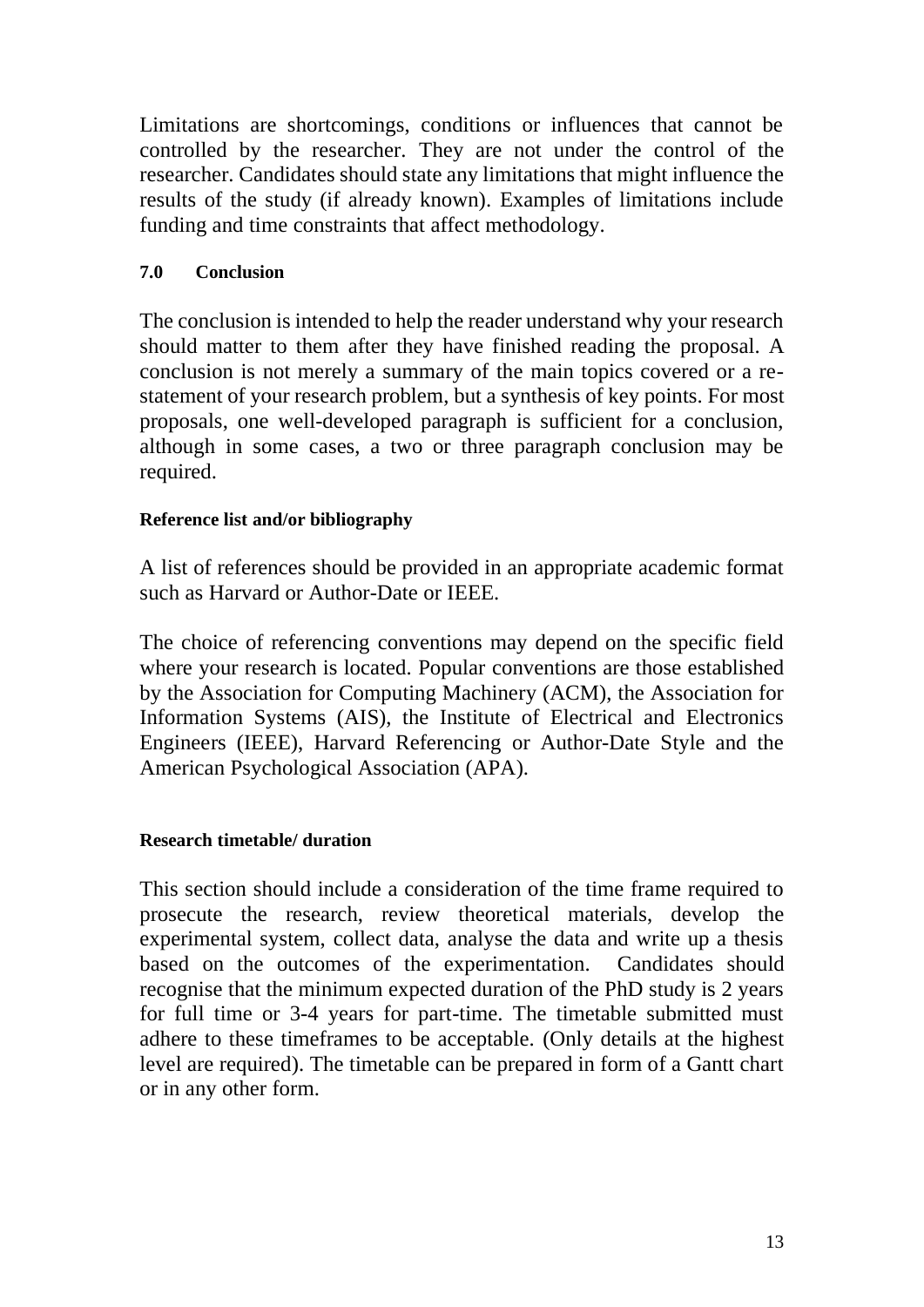Limitations are shortcomings, conditions or influences that cannot be controlled by the researcher. They are not under the control of the researcher. Candidates should state any limitations that might influence the results of the study (if already known). Examples of limitations include funding and time constraints that affect methodology.

### 7.0 Conclusion

The conclusion is intended to help the reader understand why your research should matter to them after they have finished reading the proposal. A conclusion is not merely a summary of the main topics covered or a re-statement of your research problem, but a synthesis of key points. For most proposals, one well-developed paragraph is sufficient for a conclusion, although in some cases, a two or three paragraph conclusion may be required.

### Reference list and/or bibliography

A list of references should be provided in an appropriate academic format such as Harvard or Author-Date or IEEE.

The choice of referencing conventions may depend on the specific field where your research is located. Popular conventions are those established by the Association for Computing Machinery (ACM), the Association for Information Systems (AIS), the Institute of Electrical and Electronics Engineers (IEEE), Harvard Referencing or Author-Date Style and the American Psychological Association (APA).

### Research timetable/ duration

This section should include a consideration of the time frame required to prosecute the research, review theoretical materials, develop the experimental system, collect data, analyse the data and write up a thesis based on the outcomes of the experimentation. Candidates should recognise that the minimum expected duration of the PhD study is 2 years for full time or 3-4 years for part-time. The timetable submitted must adhere to these timeframes to be acceptable. (Only details at the highest level are required). The timetable can be prepared in form of a Gantt chart or in any other form.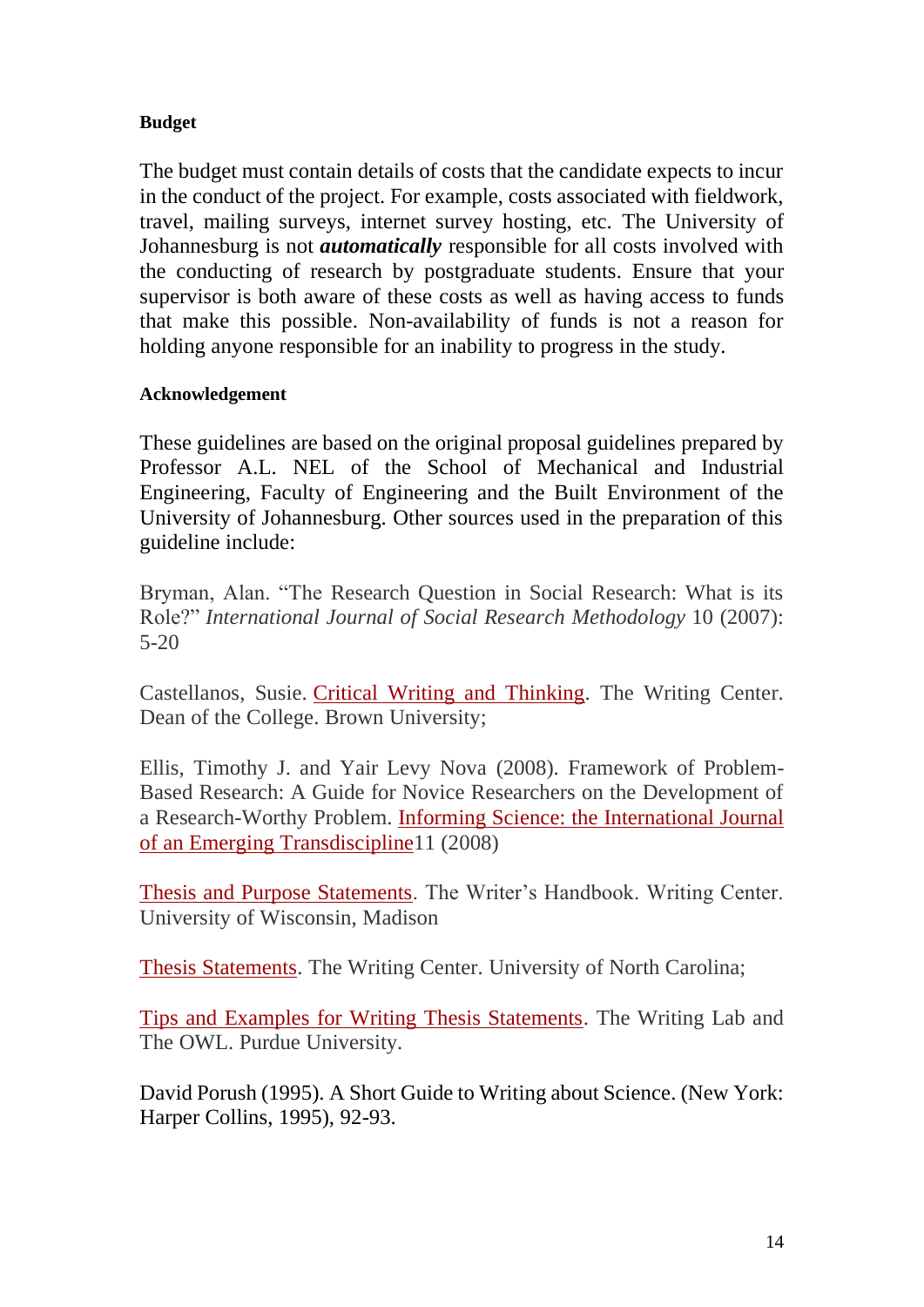**Budget**

The budget must contain details of costs that the candidate expects to incur in the conduct of the project. For example, costs associated with fieldwork, travel, mailing surveys, internet survey hosting, etc. The University of Johannesburg is not ***automatically*** responsible for all costs involved with the conducting of research by postgraduate students. Ensure that your supervisor is both aware of these costs as well as having access to funds that make this possible. Non-availability of funds is not a reason for holding anyone responsible for an inability to progress in the study.

**Acknowledgement**

These guidelines are based on the original proposal guidelines prepared by Professor A.L. NEL of the School of Mechanical and Industrial Engineering, Faculty of Engineering and the Built Environment of the University of Johannesburg. Other sources used in the preparation of this guideline include:

Bryman, Alan. "The Research Question in Social Research: What is its Role?" *International Journal of Social Research Methodology* 10 (2007): 5-20

Castellanos, Susie. Critical Writing and Thinking. The Writing Center. Dean of the College. Brown University;

Ellis, Timothy J. and Yair Levy Nova (2008). Framework of Problem-Based Research: A Guide for Novice Researchers on the Development of a Research-Worthy Problem. Informing Science: the International Journal of an Emerging Transdiscipline11 (2008)

Thesis and Purpose Statements. The Writer's Handbook. Writing Center. University of Wisconsin, Madison

Thesis Statements. The Writing Center. University of North Carolina;

Tips and Examples for Writing Thesis Statements. The Writing Lab and The OWL. Purdue University.

David Porush (1995). A Short Guide to Writing about Science. (New York: Harper Collins, 1995), 92-93.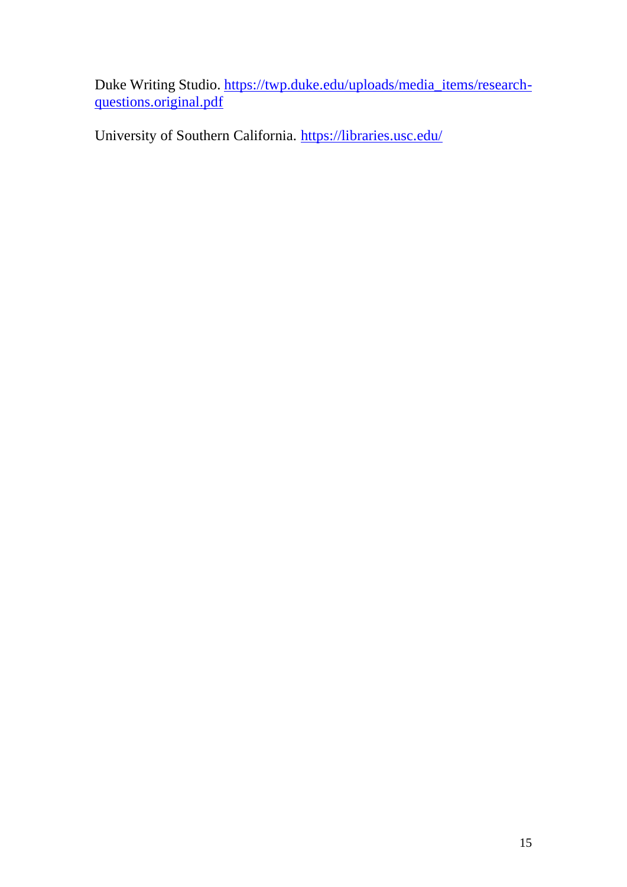Duke Writing Studio. https://twp.duke.edu/uploads/media_items/research-questions.original.pdf

University of Southern California. https://libraries.usc.edu/